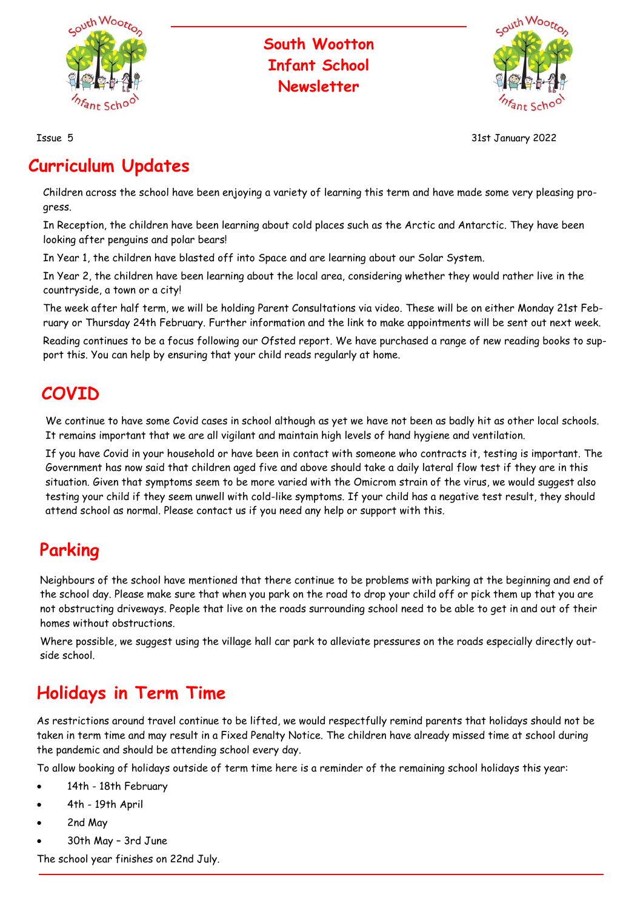# South Wootton Infant School Newsletter

Issue 5

31st January 2022

## Curriculum Updates

Children across the school have been enjoying a variety of learning this term and have made some very pleasing progress.

In Reception, the children have been learning about cold places such as the Arctic and Antarctic. They have been looking after penguins and polar bears!

In Year 1, the children have blasted off into Space and are learning about our Solar System.

In Year 2, the children have been learning about the local area, considering whether they would rather live in the countryside, a town or a city!

The week after half term, we will be holding Parent Consultations via video. These will be on either Monday 21st February or Thursday 24th February. Further information and the link to make appointments will be sent out next week.

Reading continues to be a focus following our Ofsted report. We have purchased a range of new reading books to support this. You can help by ensuring that your child reads regularly at home.

## COVID

We continue to have some Covid cases in school although as yet we have not been as badly hit as other local schools. It remains important that we are all vigilant and maintain high levels of hand hygiene and ventilation.

If you have Covid in your household or have been in contact with someone who contracts it, testing is important. The Government has now said that children aged five and above should take a daily lateral flow test if they are in this situation. Given that symptoms seem to be more varied with the Omicrom strain of the virus, we would suggest also testing your child if they seem unwell with cold-like symptoms. If your child has a negative test result, they should attend school as normal. Please contact us if you need any help or support with this.

## Parking

Neighbours of the school have mentioned that there continue to be problems with parking at the beginning and end of the school day. Please make sure that when you park on the road to drop your child off or pick them up that you are not obstructing driveways. People that live on the roads surrounding school need to be able to get in and out of their homes without obstructions.

Where possible, we suggest using the village hall car park to alleviate pressures on the roads especially directly outside school.

## Holidays in Term Time

As restrictions around travel continue to be lifted, we would respectfully remind parents that holidays should not be taken in term time and may result in a Fixed Penalty Notice. The children have already missed time at school during the pandemic and should be attending school every day.

To allow booking of holidays outside of term time here is a reminder of the remaining school holidays this year:

- 14th - 18th February
- 4th - 19th April
- 2nd May
- 30th May – 3rd June

The school year finishes on 22nd July.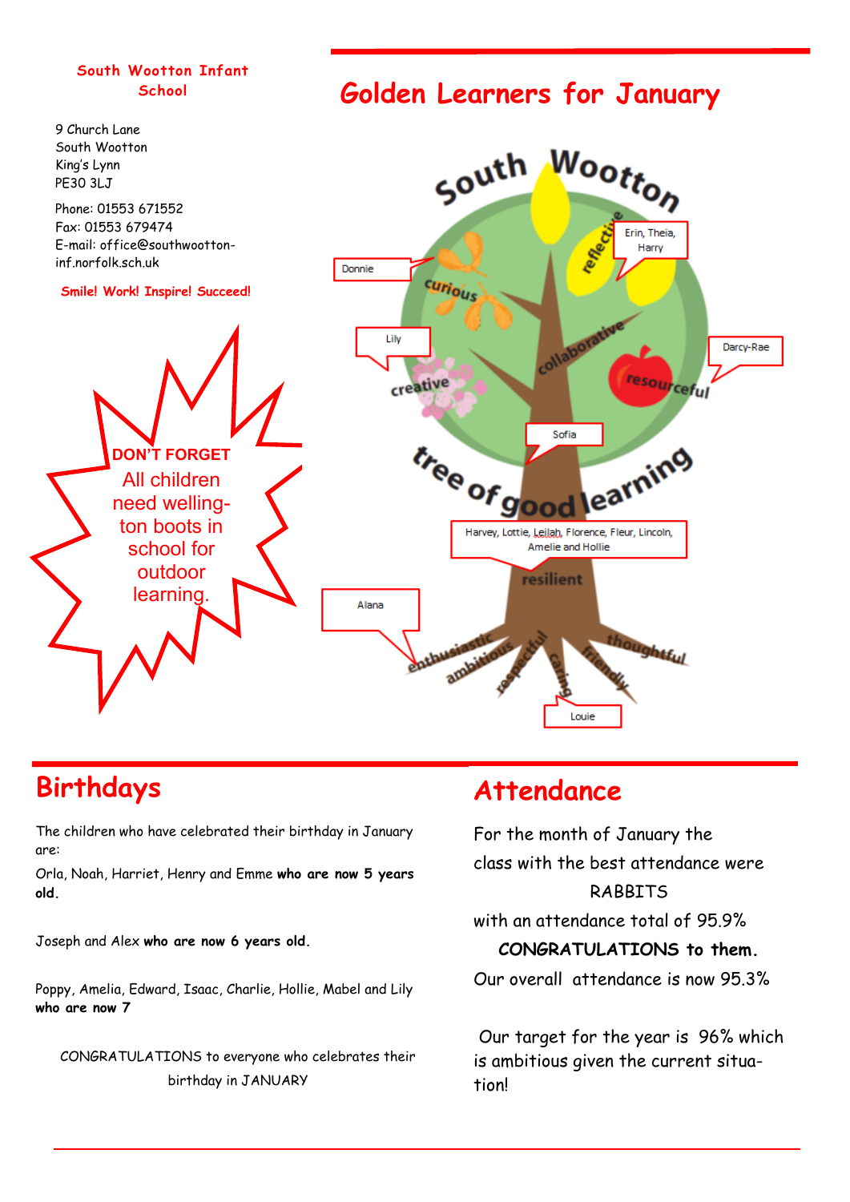**South Wootton Infant School**

9 Church Lane
South Wootton
King's Lynn
PE30 3LJ

Phone: 01553 671552
Fax: 01553 679474
E-mail: office@southwootton-inf.norfolk.sch.uk

**Smile! Work! Inspire! Succeed!**

**DON'T FORGET**
All children need wellington boots in school for outdoor learning.

# Golden Learners for January

South Wootton

tree of good learning

reflective — Erin, Theia, Harry

curious — Donnie

creative — Lily

collaborative

resourceful — Darcy-Rae

Sofia

Harvey, Lottie, Leilah, Florence, Fleur, Lincoln, Amelie and Hollie

resilient

enthusiastic — Alana

ambitious

respectful

caring — Louie

friendly

thoughtful

# Birthdays

The children who have celebrated their birthday in January are:

Orla, Noah, Harriet, Henry and Emme **who are now 5 years old.**

Joseph and Alex **who are now 6 years old.**

Poppy, Amelia, Edward, Isaac, Charlie, Hollie, Mabel and Lily **who are now 7**

CONGRATULATIONS to everyone who celebrates their birthday in JANUARY

# Attendance

For the month of January the class with the best attendance were

RABBITS

with an attendance total of 95.9%

**CONGRATULATIONS to them.**

Our overall attendance is now 95.3%

Our target for the year is 96% which is ambitious given the current situation!